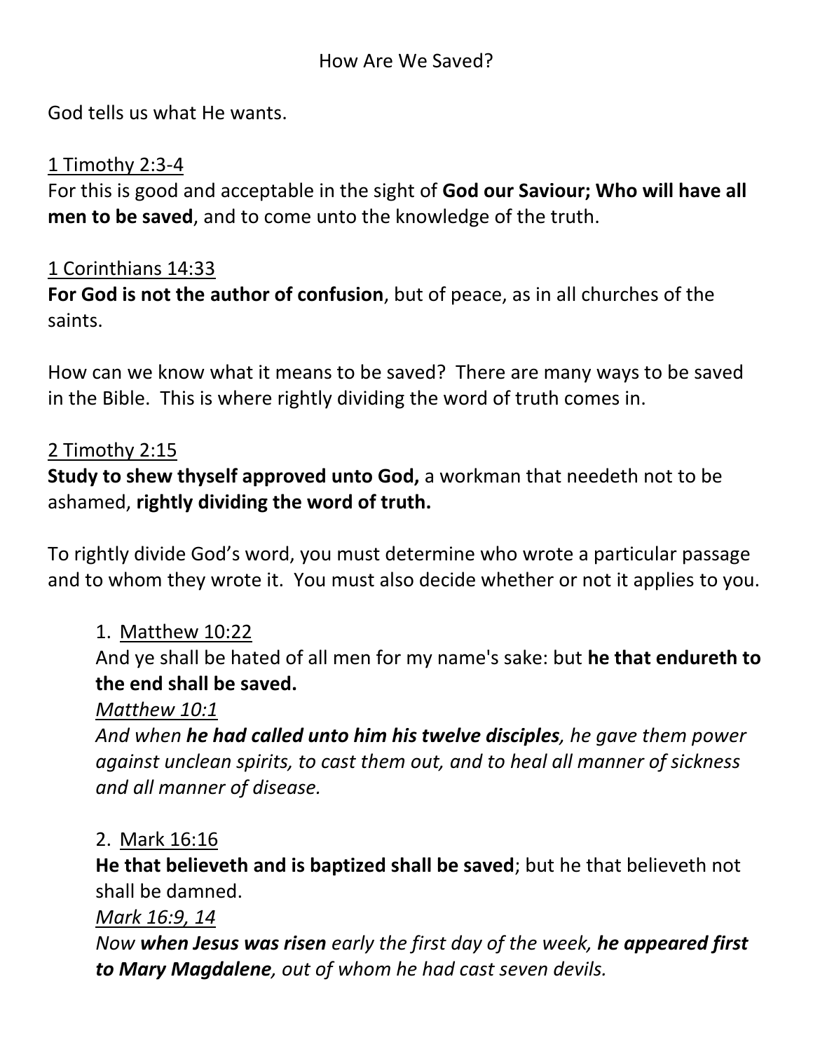# How Are We Saved?

God tells us what He wants.

<u>1 Timothy 2:3-4</u>
For this is good and acceptable in the sight of **God our Saviour; Who will have all men to be saved**, and to come unto the knowledge of the truth.

<u>1 Corinthians 14:33</u>
**For God is not the author of confusion**, but of peace, as in all churches of the saints.

How can we know what it means to be saved? There are many ways to be saved in the Bible. This is where rightly dividing the word of truth comes in.

<u>2 Timothy 2:15</u>
**Study to shew thyself approved unto God,** a workman that needeth not to be ashamed, **rightly dividing the word of truth.**

To rightly divide God's word, you must determine who wrote a particular passage and to whom they wrote it. You must also decide whether or not it applies to you.

1. <u>Matthew 10:22</u>
   And ye shall be hated of all men for my name's sake: but **he that endureth to the end shall be saved.**
   *<u>Matthew 10:1</u>*
   *And when **he had called unto him his twelve disciples**, he gave them power against unclean spirits, to cast them out, and to heal all manner of sickness and all manner of disease.*

2. <u>Mark 16:16</u>
   **He that believeth and is baptized shall be saved**; but he that believeth not shall be damned.
   *<u>Mark 16:9, 14</u>*
   *Now **when Jesus was risen** early the first day of the week, **he appeared first to Mary Magdalene**, out of whom he had cast seven devils.*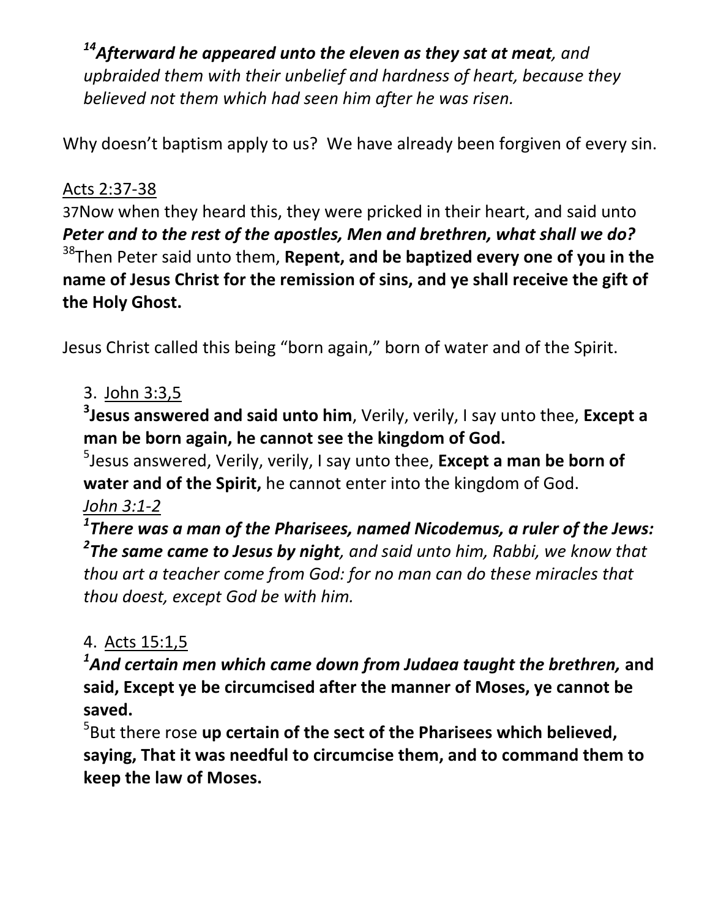*[14]**Afterward he appeared unto the eleven as they sat at meat**, and upbraided them with their unbelief and hardness of heart, because they believed not them which had seen him after he was risen.*

Why doesn't baptism apply to us? We have already been forgiven of every sin.

<u>Acts 2:37-38</u>

37Now when they heard this, they were pricked in their heart, and said unto ***Peter and to the rest of the apostles, Men and brethren, what shall we do?***
[38]Then Peter said unto them, **Repent, and be baptized every one of you in the name of Jesus Christ for the remission of sins, and ye shall receive the gift of the Holy Ghost.**

Jesus Christ called this being "born again," born of water and of the Spirit.

3. <u>John 3:3,5</u>

   **[3]Jesus answered and said unto him**, Verily, verily, I say unto thee, **Except a man be born again, he cannot see the kingdom of God.**
   [5]Jesus answered, Verily, verily, I say unto thee, **Except a man be born of water and of the Spirit,** he cannot enter into the kingdom of God.
   *<u>John 3:1-2</u>*
   ***[1]There was a man of the Pharisees, named Nicodemus, a ruler of the Jews:***
   ***[2]The same came to Jesus by night****, and said unto him, Rabbi, we know that thou art a teacher come from God: for no man can do these miracles that thou doest, except God be with him.*

4. <u>Acts 15:1,5</u>

   ***[1]And certain men which came down from Judaea taught the brethren,*** **and said, Except ye be circumcised after the manner of Moses, ye cannot be saved.**
   [5]But there rose **up certain of the sect of the Pharisees which believed, saying, That it was needful to circumcise them, and to command them to keep the law of Moses.**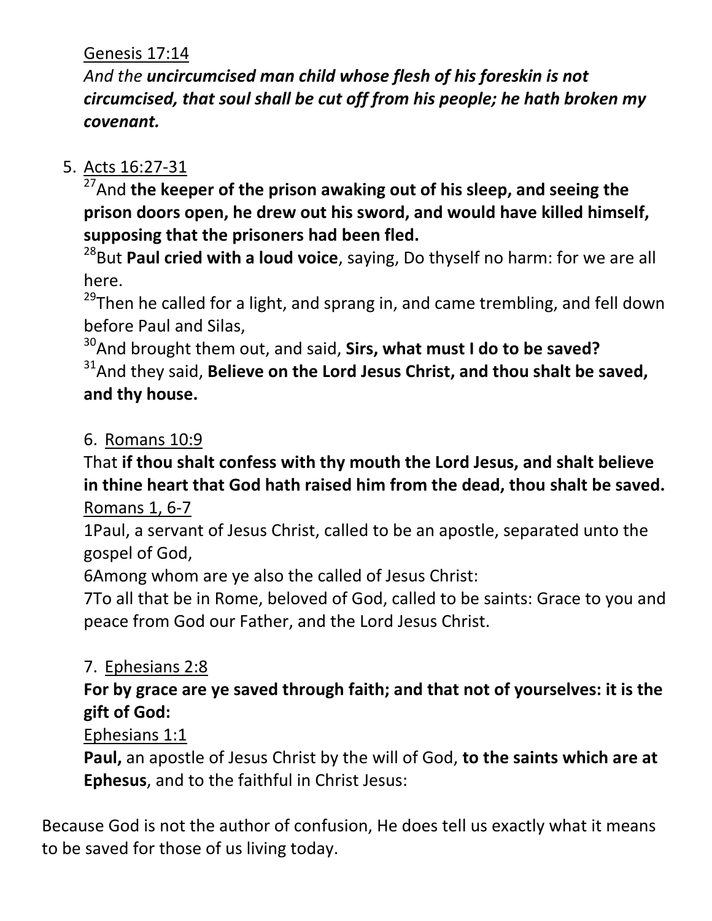Genesis 17:14

*And the* ***uncircumcised man child whose flesh of his foreskin is not circumcised, that soul shall be cut off from his people; he hath broken my covenant.***

5. Acts 16:27-31

[27]And **the keeper of the prison awaking out of his sleep, and seeing the prison doors open, he drew out his sword, and would have killed himself, supposing that the prisoners had been fled.**

[28]But **Paul cried with a loud voice**, saying, Do thyself no harm: for we are all here.

[29]Then he called for a light, and sprang in, and came trembling, and fell down before Paul and Silas,

[30]And brought them out, and said, **Sirs, what must I do to be saved?**

[31]And they said, **Believe on the Lord Jesus Christ, and thou shalt be saved, and thy house.**

6. Romans 10:9

That **if thou shalt confess with thy mouth the Lord Jesus, and shalt believe in thine heart that God hath raised him from the dead, thou shalt be saved.**

Romans 1, 6-7

1Paul, a servant of Jesus Christ, called to be an apostle, separated unto the gospel of God,

6Among whom are ye also the called of Jesus Christ:

7To all that be in Rome, beloved of God, called to be saints: Grace to you and peace from God our Father, and the Lord Jesus Christ.

7. Ephesians 2:8

**For by grace are ye saved through faith; and that not of yourselves: it is the gift of God:**

Ephesians 1:1

**Paul,** an apostle of Jesus Christ by the will of God, **to the saints which are at Ephesus**, and to the faithful in Christ Jesus:

Because God is not the author of confusion, He does tell us exactly what it means to be saved for those of us living today.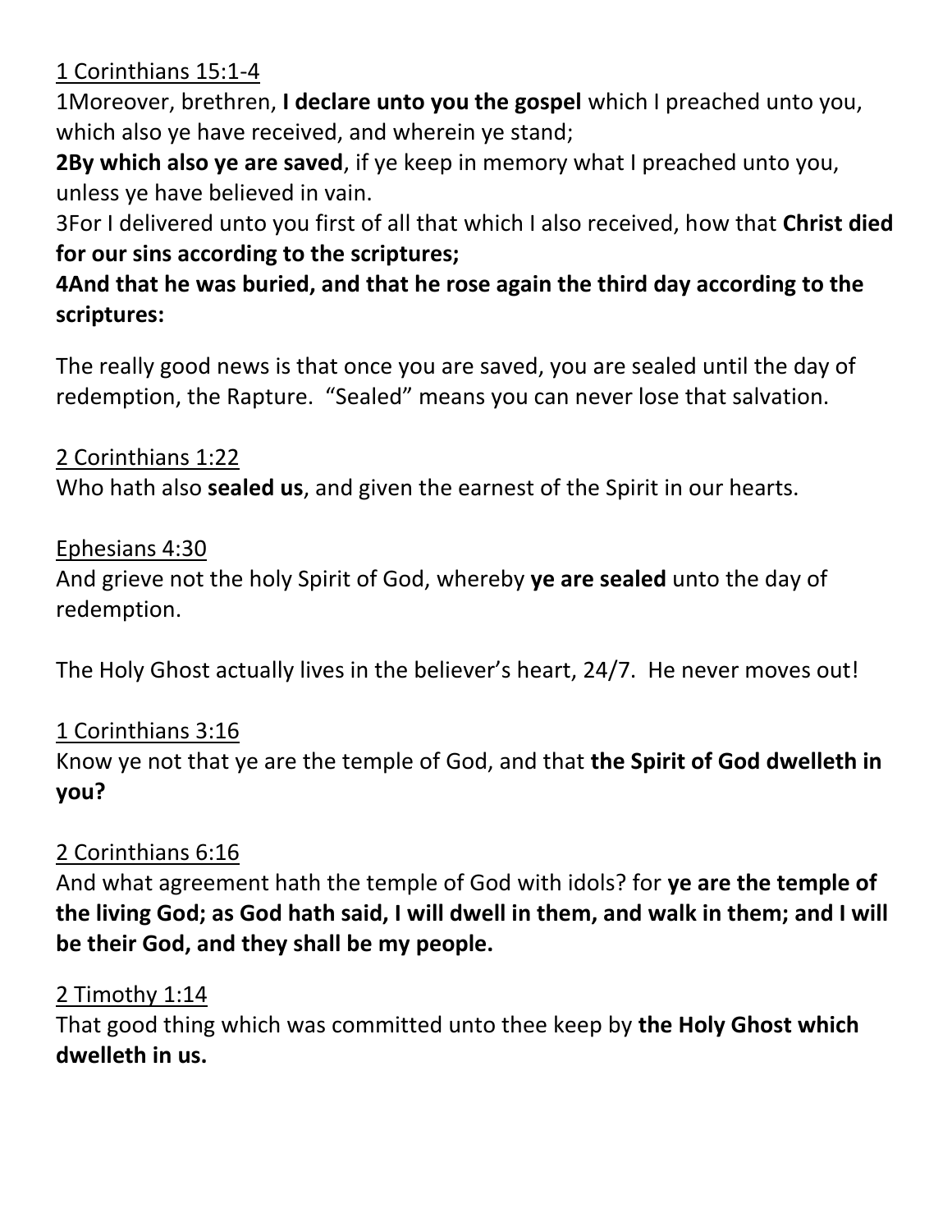<u>1 Corinthians 15:1-4</u>

1Moreover, brethren, **I declare unto you the gospel** which I preached unto you, which also ye have received, and wherein ye stand;

**2By which also ye are saved**, if ye keep in memory what I preached unto you, unless ye have believed in vain.

3For I delivered unto you first of all that which I also received, how that **Christ died for our sins according to the scriptures;**

**4And that he was buried, and that he rose again the third day according to the scriptures:**

The really good news is that once you are saved, you are sealed until the day of redemption, the Rapture. "Sealed" means you can never lose that salvation.

<u>2 Corinthians 1:22</u>

Who hath also **sealed us**, and given the earnest of the Spirit in our hearts.

<u>Ephesians 4:30</u>

And grieve not the holy Spirit of God, whereby **ye are sealed** unto the day of redemption.

The Holy Ghost actually lives in the believer's heart, 24/7. He never moves out!

<u>1 Corinthians 3:16</u>

Know ye not that ye are the temple of God, and that **the Spirit of God dwelleth in you?**

<u>2 Corinthians 6:16</u>

And what agreement hath the temple of God with idols? for **ye are the temple of the living God; as God hath said, I will dwell in them, and walk in them; and I will be their God, and they shall be my people.**

<u>2 Timothy 1:14</u>

That good thing which was committed unto thee keep by **the Holy Ghost which dwelleth in us.**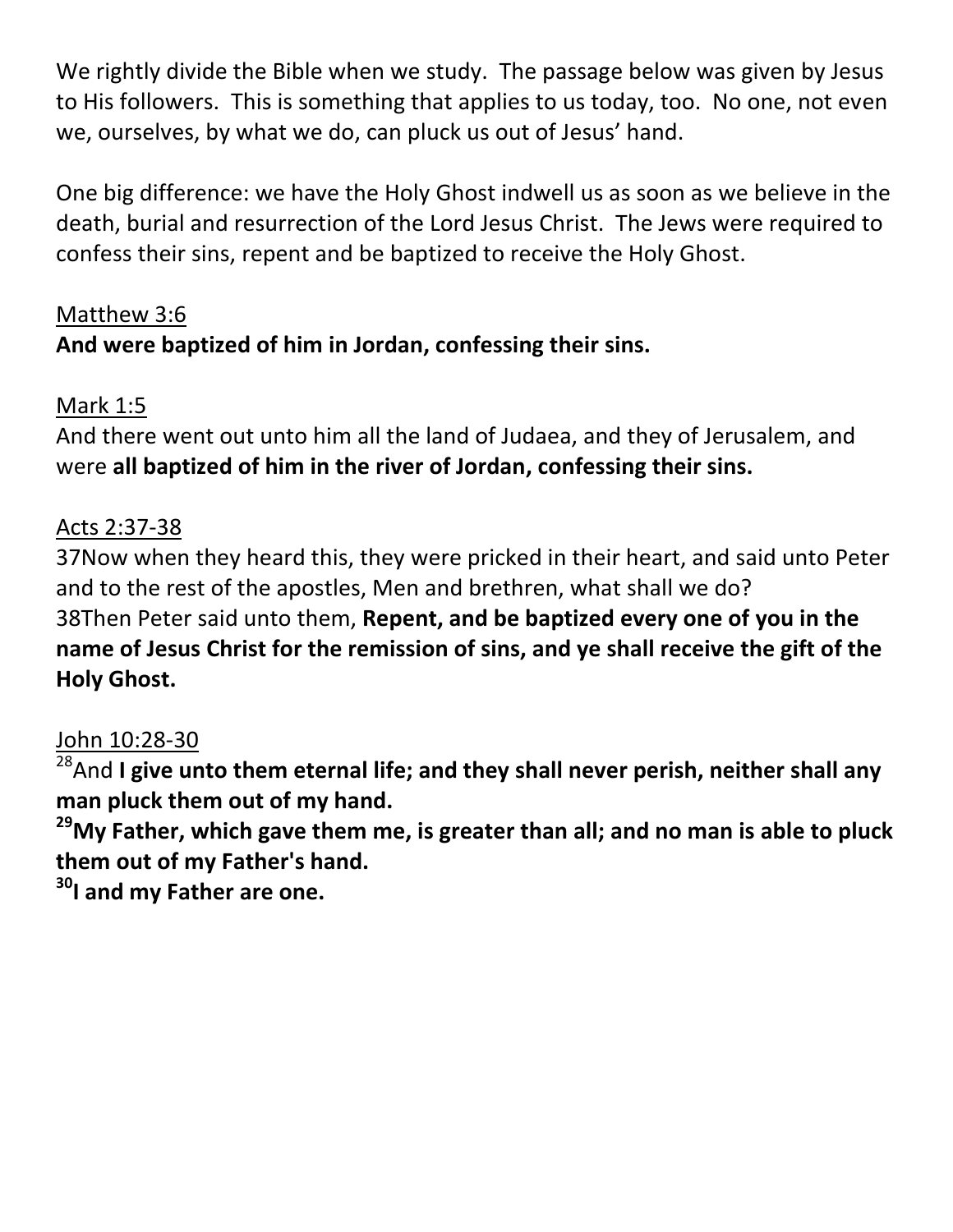We rightly divide the Bible when we study. The passage below was given by Jesus to His followers. This is something that applies to us today, too. No one, not even we, ourselves, by what we do, can pluck us out of Jesus' hand.

One big difference: we have the Holy Ghost indwell us as soon as we believe in the death, burial and resurrection of the Lord Jesus Christ. The Jews were required to confess their sins, repent and be baptized to receive the Holy Ghost.

<u>Matthew 3:6</u>
**And were baptized of him in Jordan, confessing their sins.**

<u>Mark 1:5</u>
And there went out unto him all the land of Judaea, and they of Jerusalem, and were **all baptized of him in the river of Jordan, confessing their sins.**

<u>Acts 2:37-38</u>
37Now when they heard this, they were pricked in their heart, and said unto Peter and to the rest of the apostles, Men and brethren, what shall we do?
38Then Peter said unto them, **Repent, and be baptized every one of you in the name of Jesus Christ for the remission of sins, and ye shall receive the gift of the Holy Ghost.**

<u>John 10:28-30</u>
28And **I give unto them eternal life; and they shall never perish, neither shall any man pluck them out of my hand.**
**29My Father, which gave them me, is greater than all; and no man is able to pluck them out of my Father's hand.**
**30I and my Father are one.**